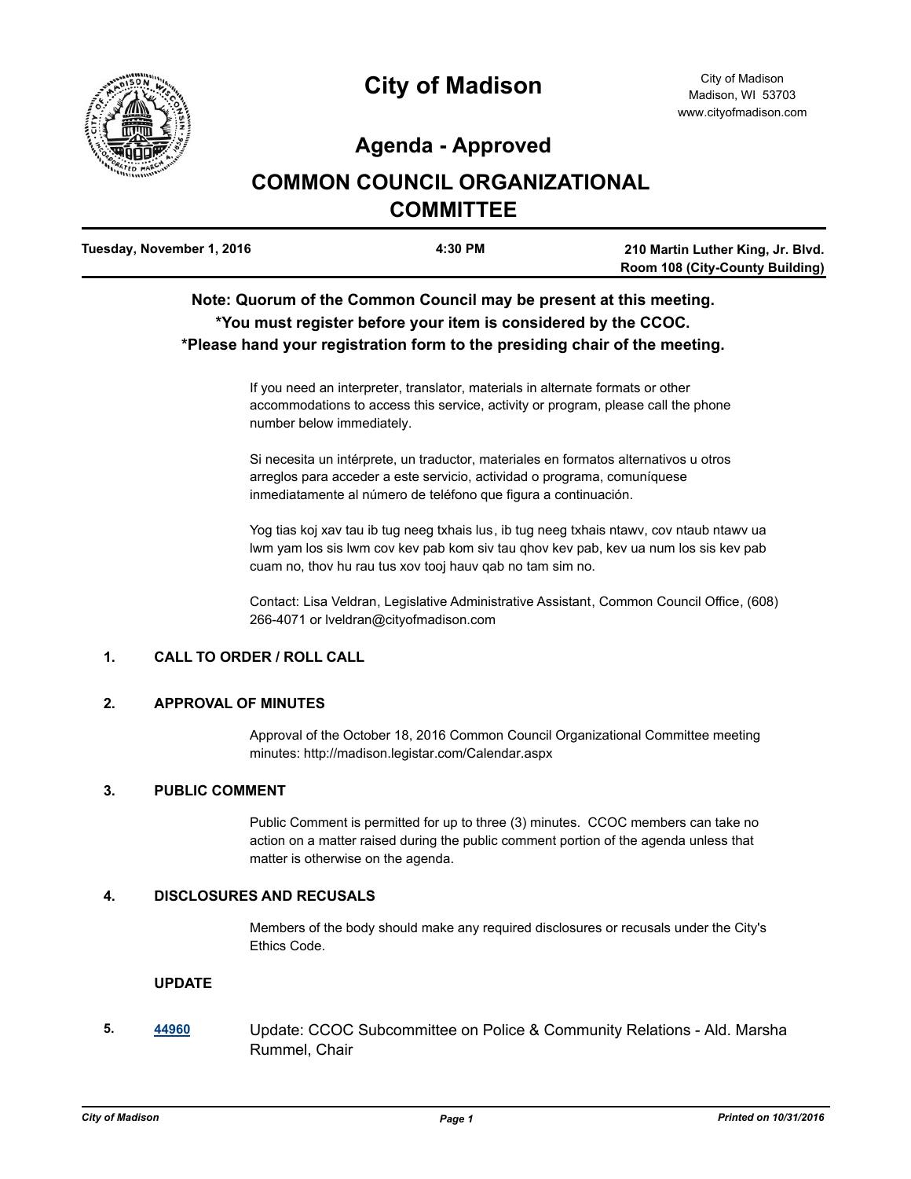# City of Madison

City of Madison
Madison, WI 53703
www.cityofmadison.com

## Agenda - Approved

# COMMON COUNCIL ORGANIZATIONAL COMMITTEE

| Tuesday, November 1, 2016 | 4:30 PM | 210 Martin Luther King, Jr. Blvd. Room 108 (City-County Building) |
|---|---|---|

**Note: Quorum of the Common Council may be present at this meeting.**
**\*You must register before your item is considered by the CCOC.**
**\*Please hand your registration form to the presiding chair of the meeting.**

If you need an interpreter, translator, materials in alternate formats or other accommodations to access this service, activity or program, please call the phone number below immediately.

Si necesita un intérprete, un traductor, materiales en formatos alternativos u otros arreglos para acceder a este servicio, actividad o programa, comuníquese inmediatamente al número de teléfono que figura a continuación.

Yog tias koj xav tau ib tug neeg txhais lus, ib tug neeg txhais ntawv, cov ntaub ntawv ua lwm yam los sis lwm cov kev pab kom siv tau qhov kev pab, kev ua num los sis kev pab cuam no, thov hu rau tus xov tooj hauv qab no tam sim no.

Contact: Lisa Veldran, Legislative Administrative Assistant, Common Council Office, (608) 266-4071 or lveldran@cityofmadison.com

### 1. CALL TO ORDER / ROLL CALL

### 2. APPROVAL OF MINUTES

Approval of the October 18, 2016 Common Council Organizational Committee meeting minutes: http://madison.legistar.com/Calendar.aspx

### 3. PUBLIC COMMENT

Public Comment is permitted for up to three (3) minutes. CCOC members can take no action on a matter raised during the public comment portion of the agenda unless that matter is otherwise on the agenda.

### 4. DISCLOSURES AND RECUSALS

Members of the body should make any required disclosures or recusals under the City's Ethics Code.

### UPDATE

**5.** **44960** Update: CCOC Subcommittee on Police & Community Relations - Ald. Marsha Rummel, Chair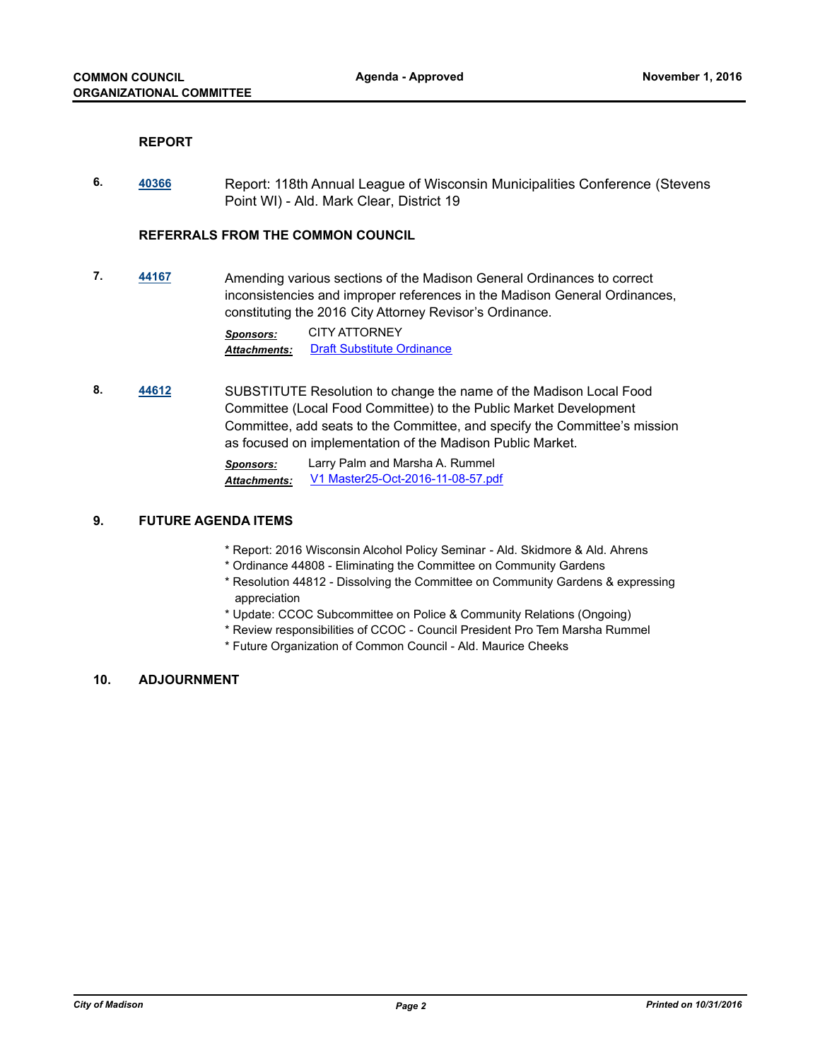**REPORT**

6. **40366** Report: 118th Annual League of Wisconsin Municipalities Conference (Stevens Point WI) - Ald. Mark Clear, District 19

**REFERRALS FROM THE COMMON COUNCIL**

7. **44167** Amending various sections of the Madison General Ordinances to correct inconsistencies and improper references in the Madison General Ordinances, constituting the 2016 City Attorney Revisor's Ordinance.

   ***Sponsors:*** CITY ATTORNEY
   ***Attachments:*** Draft Substitute Ordinance

8. **44612** SUBSTITUTE Resolution to change the name of the Madison Local Food Committee (Local Food Committee) to the Public Market Development Committee, add seats to the Committee, and specify the Committee's mission as focused on implementation of the Madison Public Market.

   ***Sponsors:*** Larry Palm and Marsha A. Rummel
   ***Attachments:*** V1 Master25-Oct-2016-11-08-57.pdf

## 9. FUTURE AGENDA ITEMS

* Report: 2016 Wisconsin Alcohol Policy Seminar - Ald. Skidmore & Ald. Ahrens
* Ordinance 44808 - Eliminating the Committee on Community Gardens
* Resolution 44812 - Dissolving the Committee on Community Gardens & expressing appreciation
* Update: CCOC Subcommittee on Police & Community Relations (Ongoing)
* Review responsibilities of CCOC - Council President Pro Tem Marsha Rummel
* Future Organization of Common Council - Ald. Maurice Cheeks

## 10. ADJOURNMENT